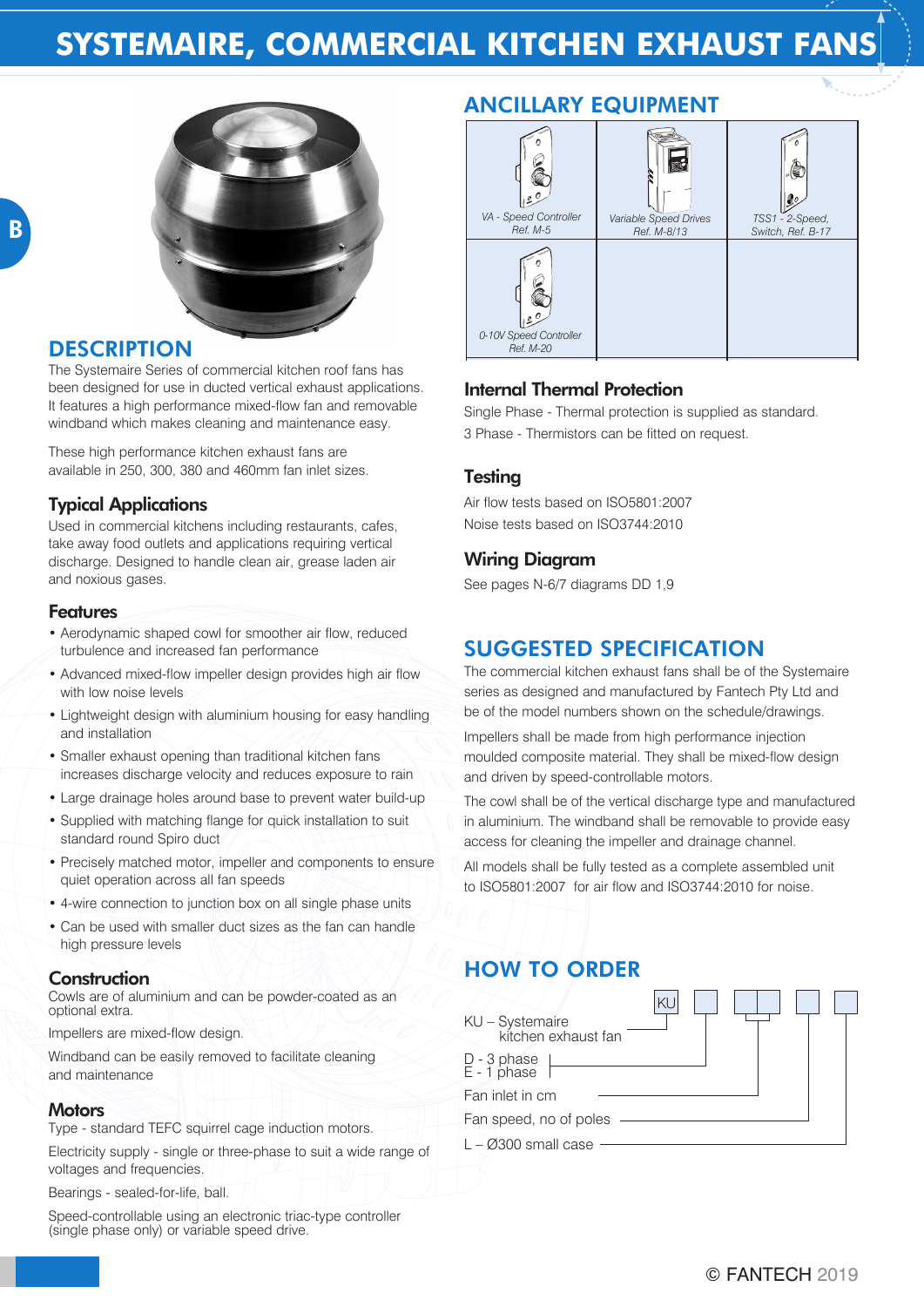# SYSTEMAIRE, COMMERCIAL KITCHEN EXHAUST FANS

## DESCRIPTION

The Systemaire Series of commercial kitchen roof fans has been designed for use in ducted vertical exhaust applications. It features a high performance mixed-flow fan and removable windband which makes cleaning and maintenance easy.

These high performance kitchen exhaust fans are available in 250, 300, 380 and 460mm fan inlet sizes.

### Typical Applications

Used in commercial kitchens including restaurants, cafes, take away food outlets and applications requiring vertical discharge. Designed to handle clean air, grease laden air and noxious gases.

### Features

- Aerodynamic shaped cowl for smoother air flow, reduced turbulence and increased fan performance
- Advanced mixed-flow impeller design provides high air flow with low noise levels
- Lightweight design with aluminium housing for easy handling and installation
- Smaller exhaust opening than traditional kitchen fans increases discharge velocity and reduces exposure to rain
- Large drainage holes around base to prevent water build-up
- Supplied with matching flange for quick installation to suit standard round Spiro duct
- Precisely matched motor, impeller and components to ensure quiet operation across all fan speeds
- 4-wire connection to junction box on all single phase units
- Can be used with smaller duct sizes as the fan can handle high pressure levels

### Construction

Cowls are of aluminium and can be powder-coated as an optional extra.

Impellers are mixed-flow design.

Windband can be easily removed to facilitate cleaning and maintenance

### Motors

Type - standard TEFC squirrel cage induction motors.

Electricity supply - single or three-phase to suit a wide range of voltages and frequencies.

Bearings - sealed-for-life, ball.

Speed-controllable using an electronic triac-type controller (single phase only) or variable speed drive.

## ANCILLARY EQUIPMENT

| | | |
|---|---|---|
| VA - Speed Controller Ref. M-5 | Variable Speed Drives Ref. M-8/13 | TSS1 - 2-Speed, Switch, Ref. B-17 |
| 0-10V Speed Controller Ref. M-20 | | |

### Internal Thermal Protection

Single Phase - Thermal protection is supplied as standard.

3 Phase - Thermistors can be fitted on request.

### Testing

Air flow tests based on ISO5801:2007

Noise tests based on ISO3744:2010

### Wiring Diagram

See pages N-6/7 diagrams DD 1,9

## SUGGESTED SPECIFICATION

The commercial kitchen exhaust fans shall be of the Systemaire series as designed and manufactured by Fantech Pty Ltd and be of the model numbers shown on the schedule/drawings.

Impellers shall be made from high performance injection moulded composite material. They shall be mixed-flow design and driven by speed-controllable motors.

The cowl shall be of the vertical discharge type and manufactured in aluminium. The windband shall be removable to provide easy access for cleaning the impeller and drainage channel.

All models shall be fully tested as a complete assembled unit to ISO5801:2007 for air flow and ISO3744:2010 for noise.

## HOW TO ORDER

KU | ☐ | ☐☐ | ☐ | ☐

- KU – Systemaire kitchen exhaust fan
- D - 3 phase / E - 1 phase
- Fan inlet in cm
- Fan speed, no of poles
- L – Ø300 small case

© FANTECH 2019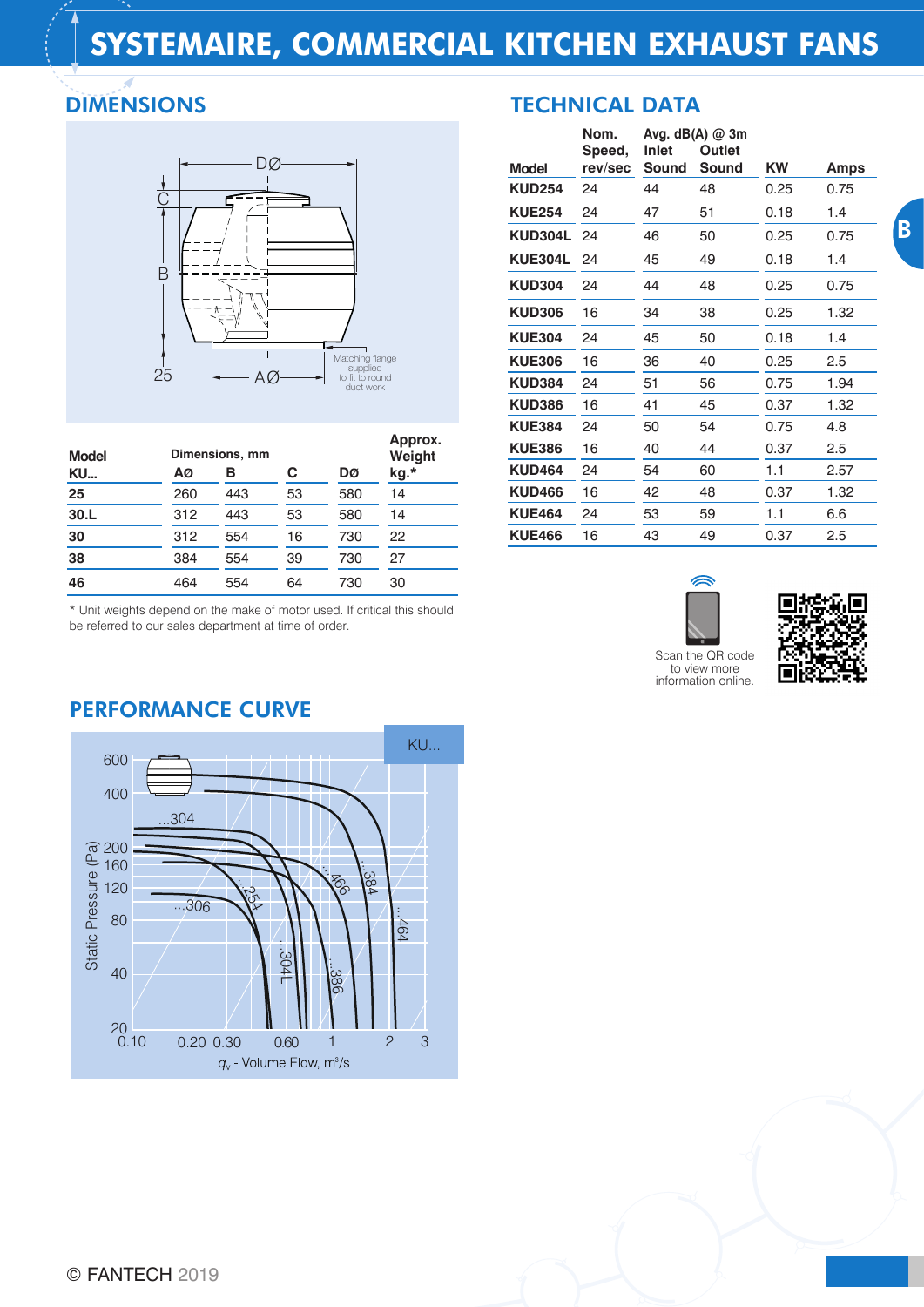# SYSTEMAIRE, COMMERCIAL KITCHEN EXHAUST FANS

## DIMENSIONS

DØ
C
B
25
AØ
Matching flange supplied to fit to round duct work

| Model KU... | Dimensions, mm AØ | B | C | DØ | Approx. Weight kg.* |
|---|---|---|---|---|---|
| 25 | 260 | 443 | 53 | 580 | 14 |
| 30.L | 312 | 443 | 53 | 580 | 14 |
| 30 | 312 | 554 | 16 | 730 | 22 |
| 38 | 384 | 554 | 39 | 730 | 27 |
| 46 | 464 | 554 | 64 | 730 | 30 |

* Unit weights depend on the make of motor used. If critical this should be referred to our sales department at time of order.

## TECHNICAL DATA

| Model | Nom. Speed, rev/sec | Avg. dB(A) @ 3m Inlet Sound | Outlet Sound | KW | Amps |
|---|---|---|---|---|---|
| KUD254 | 24 | 44 | 48 | 0.25 | 0.75 |
| KUE254 | 24 | 47 | 51 | 0.18 | 1.4 |
| KUD304L | 24 | 46 | 50 | 0.25 | 0.75 |
| KUE304L | 24 | 45 | 49 | 0.18 | 1.4 |
| KUD304 | 24 | 44 | 48 | 0.25 | 0.75 |
| KUD306 | 16 | 34 | 38 | 0.25 | 1.32 |
| KUE304 | 24 | 45 | 50 | 0.18 | 1.4 |
| KUE306 | 16 | 36 | 40 | 0.25 | 2.5 |
| KUD384 | 24 | 51 | 56 | 0.75 | 1.94 |
| KUD386 | 16 | 41 | 45 | 0.37 | 1.32 |
| KUE384 | 24 | 50 | 54 | 0.75 | 4.8 |
| KUE386 | 16 | 40 | 44 | 0.37 | 2.5 |
| KUD464 | 24 | 54 | 60 | 1.1 | 2.57 |
| KUD466 | 16 | 42 | 48 | 0.37 | 1.32 |
| KUE464 | 24 | 53 | 59 | 1.1 | 6.6 |
| KUE466 | 16 | 43 | 49 | 0.37 | 2.5 |

Scan the QR code to view more information online.

## PERFORMANCE CURVE

KU...

Static Pressure (Pa)
600
400
200
160
120
80
40
20

...304
...306
...254
...466
...384
...464
...304L
...386

0.10 0.20 0.30 0.60 1 2 3

$q_v$ - Volume Flow, m³/s

© FANTECH 2019